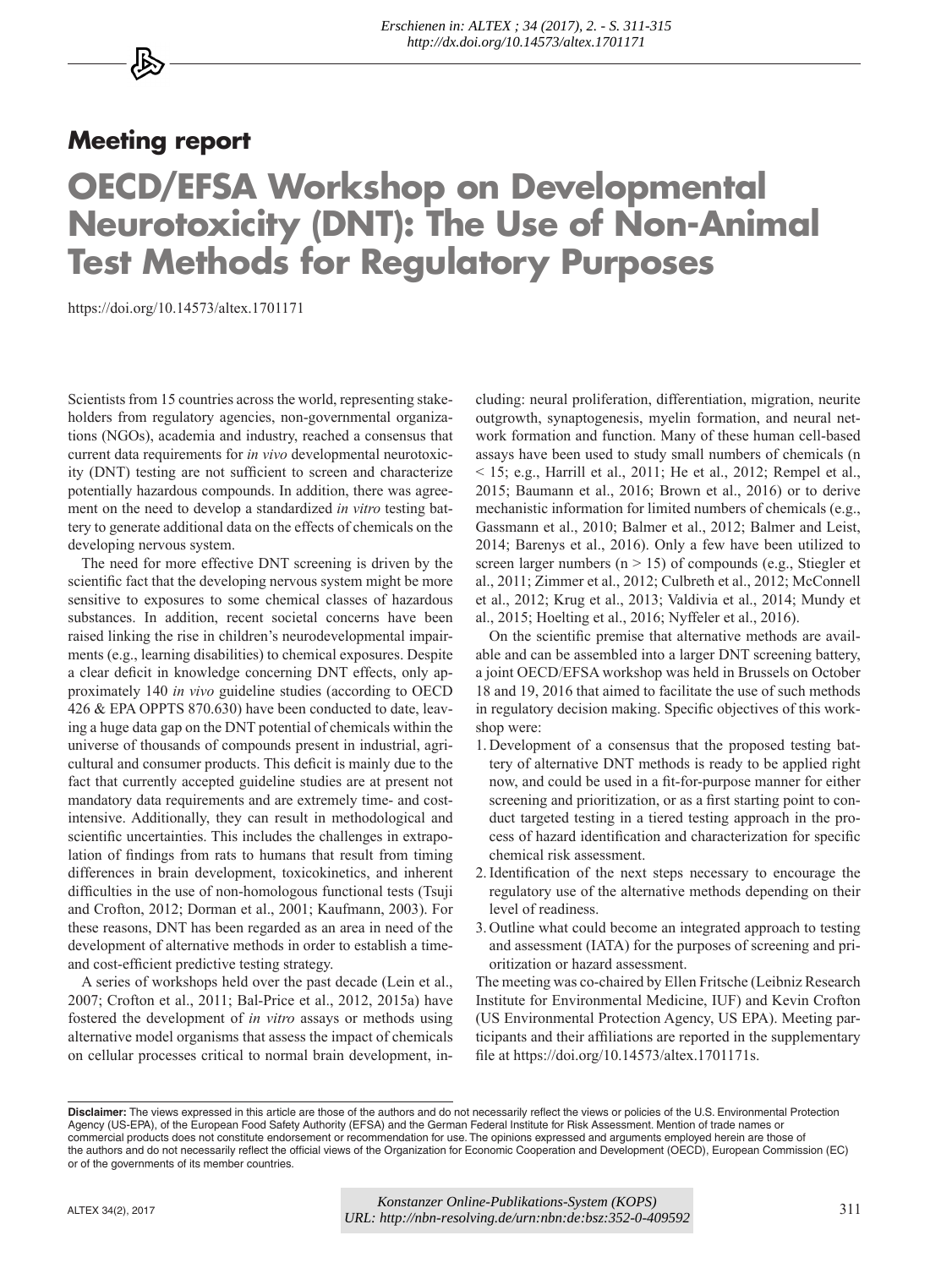## Meeting report

# OECD/EFSA Workshop on Developmental Neurotoxicity (DNT): The Use of Non-Animal Test Methods for Regulatory Purposes

https://doi.org/10.14573/altex.1701171

Scientists from 15 countries across the world, representing stakeholders from regulatory agencies, non-governmental organizations (NGOs), academia and industry, reached a consensus that current data requirements for *in vivo* developmental neurotoxicity (DNT) testing are not sufficient to screen and characterize potentially hazardous compounds. In addition, there was agreement on the need to develop a standardized *in vitro* testing battery to generate additional data on the effects of chemicals on the developing nervous system.

The need for more effective DNT screening is driven by the scientific fact that the developing nervous system might be more sensitive to exposures to some chemical classes of hazardous substances. In addition, recent societal concerns have been raised linking the rise in children's neurodevelopmental impairments (e.g., learning disabilities) to chemical exposures. Despite a clear deficit in knowledge concerning DNT effects, only approximately 140 *in vivo* guideline studies (according to OECD 426 & EPA OPPTS 870.630) have been conducted to date, leaving a huge data gap on the DNT potential of chemicals within the universe of thousands of compounds present in industrial, agricultural and consumer products. This deficit is mainly due to the fact that currently accepted guideline studies are at present not mandatory data requirements and are extremely time- and cost-intensive. Additionally, they can result in methodological and scientific uncertainties. This includes the challenges in extrapolation of findings from rats to humans that result from timing differences in brain development, toxicokinetics, and inherent difficulties in the use of non-homologous functional tests (Tsuji and Crofton, 2012; Dorman et al., 2001; Kaufmann, 2003). For these reasons, DNT has been regarded as an area in need of the development of alternative methods in order to establish a time- and cost-efficient predictive testing strategy.

A series of workshops held over the past decade (Lein et al., 2007; Crofton et al., 2011; Bal-Price et al., 2012, 2015a) have fostered the development of *in vitro* assays or methods using alternative model organisms that assess the impact of chemicals on cellular processes critical to normal brain development, including: neural proliferation, differentiation, migration, neurite outgrowth, synaptogenesis, myelin formation, and neural network formation and function. Many of these human cell-based assays have been used to study small numbers of chemicals ($n < 15$; e.g., Harrill et al., 2011; He et al., 2012; Rempel et al., 2015; Baumann et al., 2016; Brown et al., 2016) or to derive mechanistic information for limited numbers of chemicals (e.g., Gassmann et al., 2010; Balmer et al., 2012; Balmer and Leist, 2014; Barenys et al., 2016). Only a few have been utilized to screen larger numbers ($n > 15$) of compounds (e.g., Stiegler et al., 2011; Zimmer et al., 2012; Culbreth et al., 2012; McConnell et al., 2012; Krug et al., 2013; Valdivia et al., 2014; Mundy et al., 2015; Hoelting et al., 2016; Nyffeler et al., 2016).

On the scientific premise that alternative methods are available and can be assembled into a larger DNT screening battery, a joint OECD/EFSA workshop was held in Brussels on October 18 and 19, 2016 that aimed to facilitate the use of such methods in regulatory decision making. Specific objectives of this workshop were:

1. Development of a consensus that the proposed testing battery of alternative DNT methods is ready to be applied right now, and could be used in a fit-for-purpose manner for either screening and prioritization, or as a first starting point to conduct targeted testing in a tiered testing approach in the process of hazard identification and characterization for specific chemical risk assessment.
2. Identification of the next steps necessary to encourage the regulatory use of the alternative methods depending on their level of readiness.
3. Outline what could become an integrated approach to testing and assessment (IATA) for the purposes of screening and prioritization or hazard assessment.

The meeting was co-chaired by Ellen Fritsche (Leibniz Research Institute for Environmental Medicine, IUF) and Kevin Crofton (US Environmental Protection Agency, US EPA). Meeting participants and their affiliations are reported in the supplementary file at https://doi.org/10.14573/altex.1701171s.

**Disclaimer:** The views expressed in this article are those of the authors and do not necessarily reflect the views or policies of the U.S. Environmental Protection Agency (US-EPA), of the European Food Safety Authority (EFSA) and the German Federal Institute for Risk Assessment. Mention of trade names or commercial products does not constitute endorsement or recommendation for use. The opinions expressed and arguments employed herein are those of the authors and do not necessarily reflect the official views of the Organization for Economic Cooperation and Development (OECD), European Commission (EC) or of the governments of its member countries.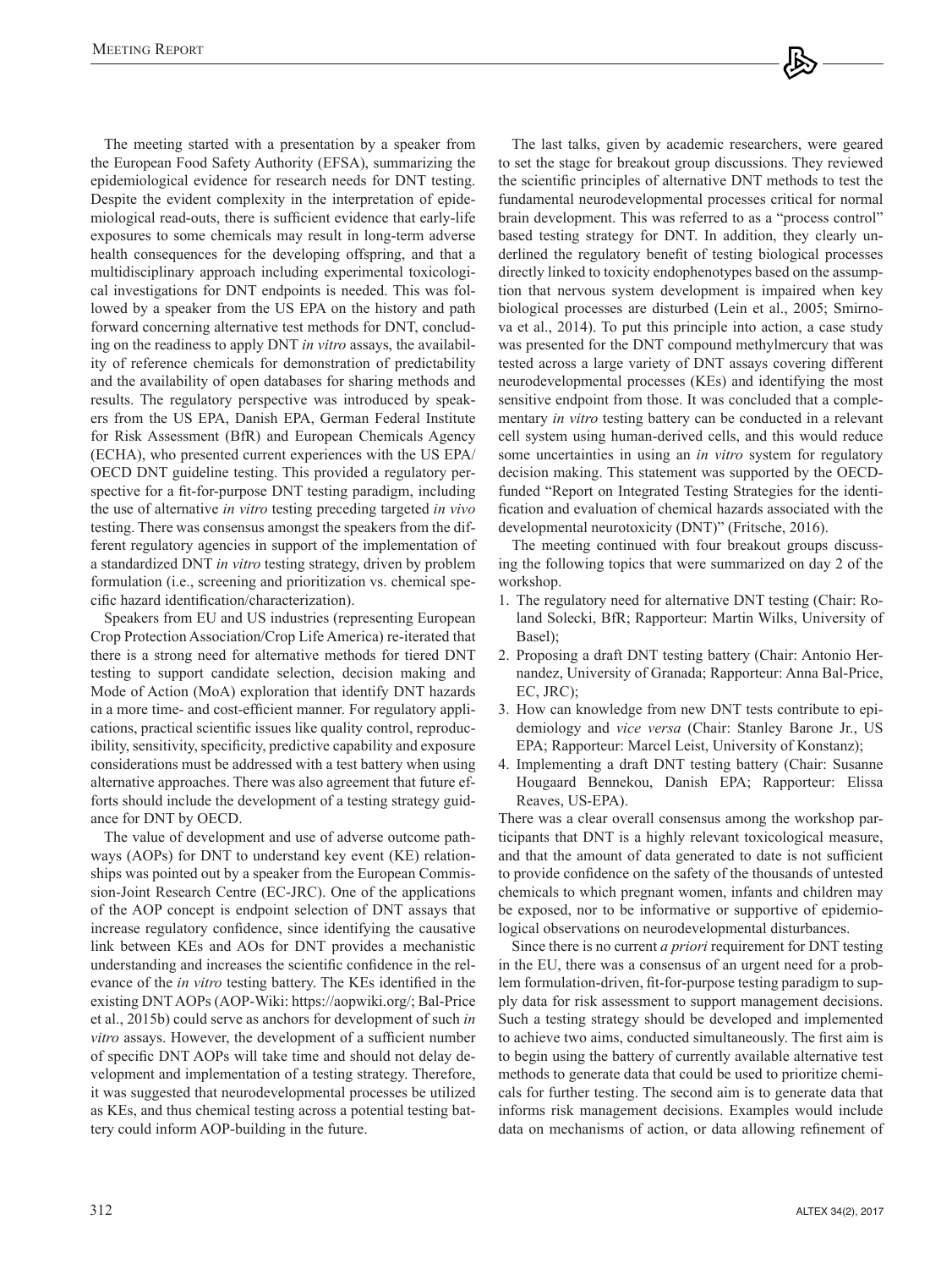The meeting started with a presentation by a speaker from the European Food Safety Authority (EFSA), summarizing the epidemiological evidence for research needs for DNT testing. Despite the evident complexity in the interpretation of epidemiological read-outs, there is sufficient evidence that early-life exposures to some chemicals may result in long-term adverse health consequences for the developing offspring, and that a multidisciplinary approach including experimental toxicological investigations for DNT endpoints is needed. This was followed by a speaker from the US EPA on the history and path forward concerning alternative test methods for DNT, concluding on the readiness to apply DNT *in vitro* assays, the availability of reference chemicals for demonstration of predictability and the availability of open databases for sharing methods and results. The regulatory perspective was introduced by speakers from the US EPA, Danish EPA, German Federal Institute for Risk Assessment (BfR) and European Chemicals Agency (ECHA), who presented current experiences with the US EPA/OECD DNT guideline testing. This provided a regulatory perspective for a fit-for-purpose DNT testing paradigm, including the use of alternative *in vitro* testing preceding targeted *in vivo* testing. There was consensus amongst the speakers from the different regulatory agencies in support of the implementation of a standardized DNT *in vitro* testing strategy, driven by problem formulation (i.e., screening and prioritization vs. chemical specific hazard identification/characterization).

Speakers from EU and US industries (representing European Crop Protection Association/Crop Life America) re-iterated that there is a strong need for alternative methods for tiered DNT testing to support candidate selection, decision making and Mode of Action (MoA) exploration that identify DNT hazards in a more time- and cost-efficient manner. For regulatory applications, practical scientific issues like quality control, reproducibility, sensitivity, specificity, predictive capability and exposure considerations must be addressed with a test battery when using alternative approaches. There was also agreement that future efforts should include the development of a testing strategy guidance for DNT by OECD.

The value of development and use of adverse outcome pathways (AOPs) for DNT to understand key event (KE) relationships was pointed out by a speaker from the European Commission-Joint Research Centre (EC-JRC). One of the applications of the AOP concept is endpoint selection of DNT assays that increase regulatory confidence, since identifying the causative link between KEs and AOs for DNT provides a mechanistic understanding and increases the scientific confidence in the relevance of the *in vitro* testing battery. The KEs identified in the existing DNT AOPs (AOP-Wiki: https://aopwiki.org/; Bal-Price et al., 2015b) could serve as anchors for development of such *in vitro* assays. However, the development of a sufficient number of specific DNT AOPs will take time and should not delay development and implementation of a testing strategy. Therefore, it was suggested that neurodevelopmental processes be utilized as KEs, and thus chemical testing across a potential testing battery could inform AOP-building in the future.

The last talks, given by academic researchers, were geared to set the stage for breakout group discussions. They reviewed the scientific principles of alternative DNT methods to test the fundamental neurodevelopmental processes critical for normal brain development. This was referred to as a "process control" based testing strategy for DNT. In addition, they clearly underlined the regulatory benefit of testing biological processes directly linked to toxicity endophenotypes based on the assumption that nervous system development is impaired when key biological processes are disturbed (Lein et al., 2005; Smirnova et al., 2014). To put this principle into action, a case study was presented for the DNT compound methylmercury that was tested across a large variety of DNT assays covering different neurodevelopmental processes (KEs) and identifying the most sensitive endpoint from those. It was concluded that a complementary *in vitro* testing battery can be conducted in a relevant cell system using human-derived cells, and this would reduce some uncertainties in using an *in vitro* system for regulatory decision making. This statement was supported by the OECD-funded "Report on Integrated Testing Strategies for the identification and evaluation of chemical hazards associated with the developmental neurotoxicity (DNT)" (Fritsche, 2016).

The meeting continued with four breakout groups discussing the following topics that were summarized on day 2 of the workshop.

1. The regulatory need for alternative DNT testing (Chair: Roland Solecki, BfR; Rapporteur: Martin Wilks, University of Basel);
2. Proposing a draft DNT testing battery (Chair: Antonio Hernandez, University of Granada; Rapporteur: Anna Bal-Price, EC, JRC);
3. How can knowledge from new DNT tests contribute to epidemiology and *vice versa* (Chair: Stanley Barone Jr., US EPA; Rapporteur: Marcel Leist, University of Konstanz);
4. Implementing a draft DNT testing battery (Chair: Susanne Hougaard Bennekou, Danish EPA; Rapporteur: Elissa Reaves, US-EPA).

There was a clear overall consensus among the workshop participants that DNT is a highly relevant toxicological measure, and that the amount of data generated to date is not sufficient to provide confidence on the safety of the thousands of untested chemicals to which pregnant women, infants and children may be exposed, nor to be informative or supportive of epidemiological observations on neurodevelopmental disturbances.

Since there is no current *a priori* requirement for DNT testing in the EU, there was a consensus of an urgent need for a problem formulation-driven, fit-for-purpose testing paradigm to supply data for risk assessment to support management decisions. Such a testing strategy should be developed and implemented to achieve two aims, conducted simultaneously. The first aim is to begin using the battery of currently available alternative test methods to generate data that could be used to prioritize chemicals for further testing. The second aim is to generate data that informs risk management decisions. Examples would include data on mechanisms of action, or data allowing refinement of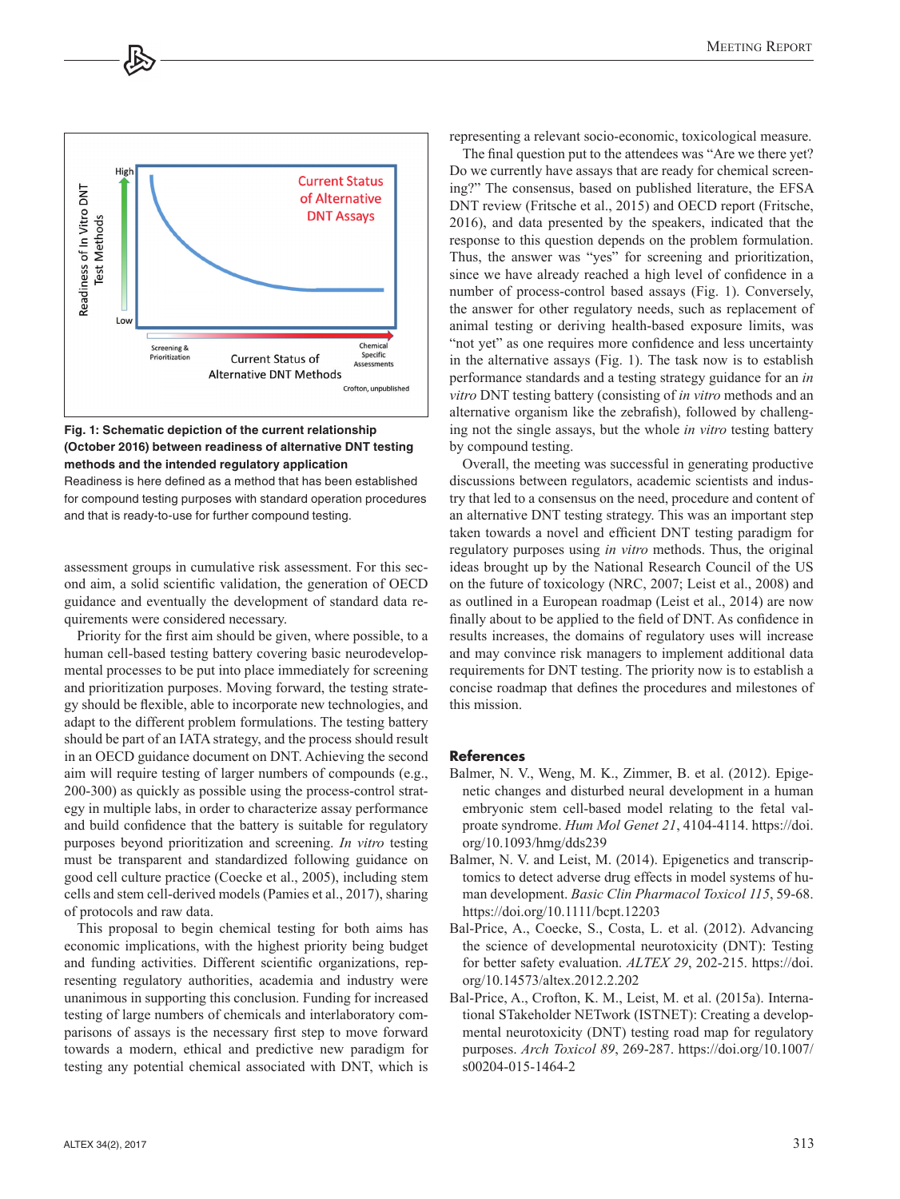**Fig. 1: Schematic depiction of the current relationship (October 2016) between readiness of alternative DNT testing methods and the intended regulatory application**

Readiness is here defined as a method that has been established for compound testing purposes with standard operation procedures and that is ready-to-use for further compound testing.

assessment groups in cumulative risk assessment. For this second aim, a solid scientific validation, the generation of OECD guidance and eventually the development of standard data requirements were considered necessary.

Priority for the first aim should be given, where possible, to a human cell-based testing battery covering basic neurodevelopmental processes to be put into place immediately for screening and prioritization purposes. Moving forward, the testing strategy should be flexible, able to incorporate new technologies, and adapt to the different problem formulations. The testing battery should be part of an IATA strategy, and the process should result in an OECD guidance document on DNT. Achieving the second aim will require testing of larger numbers of compounds (e.g., 200-300) as quickly as possible using the process-control strategy in multiple labs, in order to characterize assay performance and build confidence that the battery is suitable for regulatory purposes beyond prioritization and screening. *In vitro* testing must be transparent and standardized following guidance on good cell culture practice (Coecke et al., 2005), including stem cells and stem cell-derived models (Pamies et al., 2017), sharing of protocols and raw data.

This proposal to begin chemical testing for both aims has economic implications, with the highest priority being budget and funding activities. Different scientific organizations, representing regulatory authorities, academia and industry were unanimous in supporting this conclusion. Funding for increased testing of large numbers of chemicals and interlaboratory comparisons of assays is the necessary first step to move forward towards a modern, ethical and predictive new paradigm for testing any potential chemical associated with DNT, which is representing a relevant socio-economic, toxicological measure.

The final question put to the attendees was "Are we there yet? Do we currently have assays that are ready for chemical screening?" The consensus, based on published literature, the EFSA DNT review (Fritsche et al., 2015) and OECD report (Fritsche, 2016), and data presented by the speakers, indicated that the response to this question depends on the problem formulation. Thus, the answer was "yes" for screening and prioritization, since we have already reached a high level of confidence in a number of process-control based assays (Fig. 1). Conversely, the answer for other regulatory needs, such as replacement of animal testing or deriving health-based exposure limits, was "not yet" as one requires more confidence and less uncertainty in the alternative assays (Fig. 1). The task now is to establish performance standards and a testing strategy guidance for an *in vitro* DNT testing battery (consisting of *in vitro* methods and an alternative organism like the zebrafish), followed by challenging not the single assays, but the whole *in vitro* testing battery by compound testing.

Overall, the meeting was successful in generating productive discussions between regulators, academic scientists and industry that led to a consensus on the need, procedure and content of an alternative DNT testing strategy. This was an important step taken towards a novel and efficient DNT testing paradigm for regulatory purposes using *in vitro* methods. Thus, the original ideas brought up by the National Research Council of the US on the future of toxicology (NRC, 2007; Leist et al., 2008) and as outlined in a European roadmap (Leist et al., 2014) are now finally about to be applied to the field of DNT. As confidence in results increases, the domains of regulatory uses will increase and may convince risk managers to implement additional data requirements for DNT testing. The priority now is to establish a concise roadmap that defines the procedures and milestones of this mission.

## References

Balmer, N. V., Weng, M. K., Zimmer, B. et al. (2012). Epigenetic changes and disturbed neural development in a human embryonic stem cell-based model relating to the fetal valproate syndrome. *Hum Mol Genet 21*, 4104-4114. https://doi.org/10.1093/hmg/dds239

Balmer, N. V. and Leist, M. (2014). Epigenetics and transcriptomics to detect adverse drug effects in model systems of human development. *Basic Clin Pharmacol Toxicol 115*, 59-68. https://doi.org/10.1111/bcpt.12203

Bal-Price, A., Coecke, S., Costa, L. et al. (2012). Advancing the science of developmental neurotoxicity (DNT): Testing for better safety evaluation. *ALTEX 29*, 202-215. https://doi.org/10.14573/altex.2012.2.202

Bal-Price, A., Crofton, K. M., Leist, M. et al. (2015a). International STakeholder NETwork (ISTNET): Creating a developmental neurotoxicity (DNT) testing road map for regulatory purposes. *Arch Toxicol 89*, 269-287. https://doi.org/10.1007/s00204-015-1464-2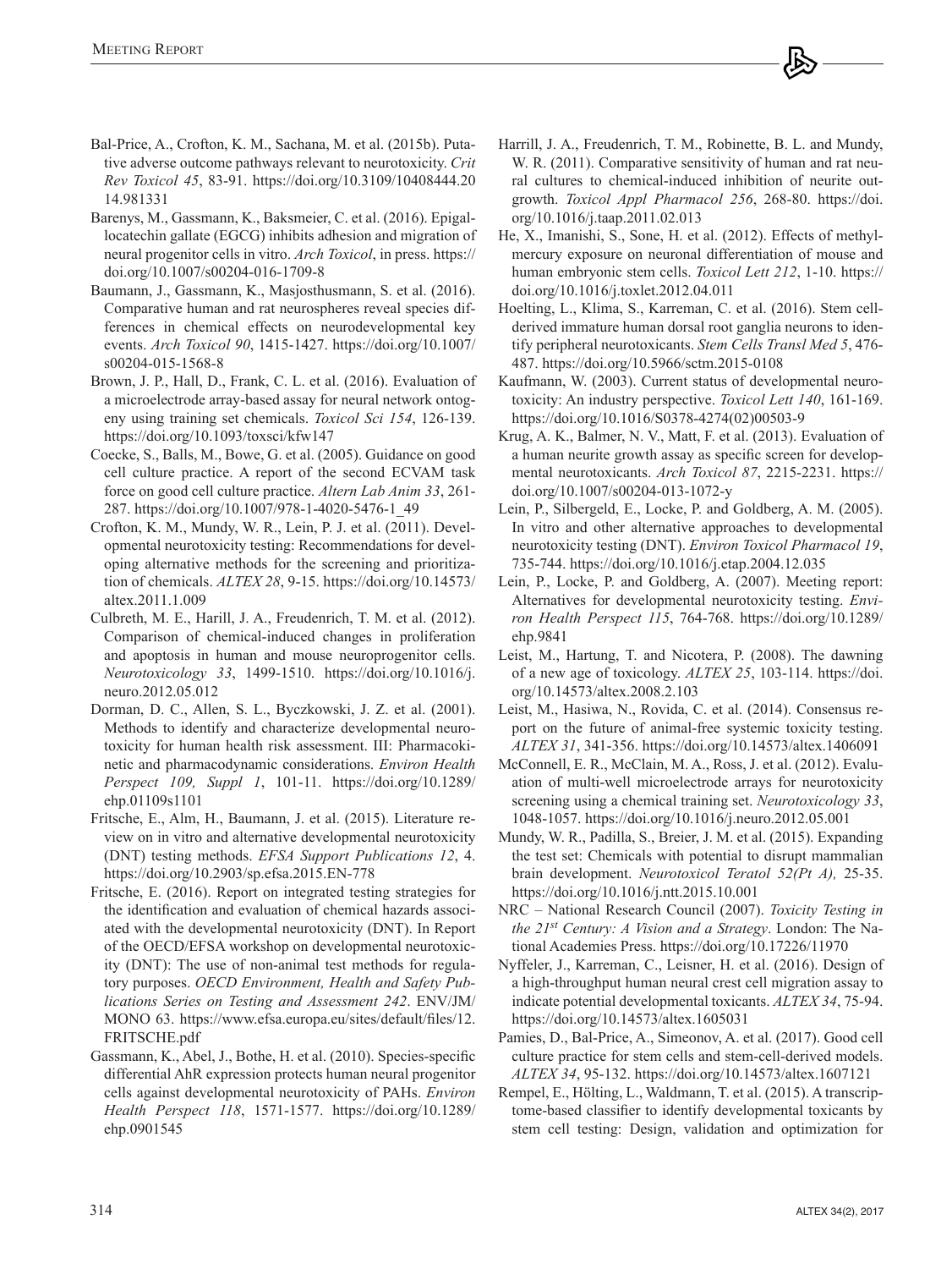Bal-Price, A., Crofton, K. M., Sachana, M. et al. (2015b). Putative adverse outcome pathways relevant to neurotoxicity. *Crit Rev Toxicol 45*, 83-91. https://doi.org/10.3109/10408444.2014.981331

Barenys, M., Gassmann, K., Baksmeier, C. et al. (2016). Epigallocatechin gallate (EGCG) inhibits adhesion and migration of neural progenitor cells in vitro. *Arch Toxicol*, in press. https://doi.org/10.1007/s00204-016-1709-8

Baumann, J., Gassmann, K., Masjosthusmann, S. et al. (2016). Comparative human and rat neurospheres reveal species differences in chemical effects on neurodevelopmental key events. *Arch Toxicol 90*, 1415-1427. https://doi.org/10.1007/s00204-015-1568-8

Brown, J. P., Hall, D., Frank, C. L. et al. (2016). Evaluation of a microelectrode array-based assay for neural network ontogeny using training set chemicals. *Toxicol Sci 154*, 126-139. https://doi.org/10.1093/toxsci/kfw147

Coecke, S., Balls, M., Bowe, G. et al. (2005). Guidance on good cell culture practice. A report of the second ECVAM task force on good cell culture practice. *Altern Lab Anim 33*, 261-287. https://doi.org/10.1007/978-1-4020-5476-1_49

Crofton, K. M., Mundy, W. R., Lein, P. J. et al. (2011). Developmental neurotoxicity testing: Recommendations for developing alternative methods for the screening and prioritization of chemicals. *ALTEX 28*, 9-15. https://doi.org/10.14573/altex.2011.1.009

Culbreth, M. E., Harill, J. A., Freudenrich, T. M. et al. (2012). Comparison of chemical-induced changes in proliferation and apoptosis in human and mouse neuroprogenitor cells. *Neurotoxicology 33*, 1499-1510. https://doi.org/10.1016/j.neuro.2012.05.012

Dorman, D. C., Allen, S. L., Byczkowski, J. Z. et al. (2001). Methods to identify and characterize developmental neurotoxicity for human health risk assessment. III: Pharmacokinetic and pharmacodynamic considerations. *Environ Health Perspect 109, Suppl 1*, 101-11. https://doi.org/10.1289/ehp.01109s1101

Fritsche, E., Alm, H., Baumann, J. et al. (2015). Literature review on in vitro and alternative developmental neurotoxicity (DNT) testing methods. *EFSA Support Publications 12*, 4. https://doi.org/10.2903/sp.efsa.2015.EN-778

Fritsche, E. (2016). Report on integrated testing strategies for the identification and evaluation of chemical hazards associated with the developmental neurotoxicity (DNT). In Report of the OECD/EFSA workshop on developmental neurotoxicity (DNT): The use of non-animal test methods for regulatory purposes. *OECD Environment, Health and Safety Publications Series on Testing and Assessment 242*. ENV/JM/MONO 63. https://www.efsa.europa.eu/sites/default/files/12.FRITSCHE.pdf

Gassmann, K., Abel, J., Bothe, H. et al. (2010). Species-specific differential AhR expression protects human neural progenitor cells against developmental neurotoxicity of PAHs. *Environ Health Perspect 118*, 1571-1577. https://doi.org/10.1289/ehp.0901545

Harrill, J. A., Freudenrich, T. M., Robinette, B. L. and Mundy, W. R. (2011). Comparative sensitivity of human and rat neural cultures to chemical-induced inhibition of neurite outgrowth. *Toxicol Appl Pharmacol 256*, 268-80. https://doi.org/10.1016/j.taap.2011.02.013

He, X., Imanishi, S., Sone, H. et al. (2012). Effects of methylmercury exposure on neuronal differentiation of mouse and human embryonic stem cells. *Toxicol Lett 212*, 1-10. https://doi.org/10.1016/j.toxlet.2012.04.011

Hoelting, L., Klima, S., Karreman, C. et al. (2016). Stem cell-derived immature human dorsal root ganglia neurons to identify peripheral neurotoxicants. *Stem Cells Transl Med 5*, 476-487. https://doi.org/10.5966/sctm.2015-0108

Kaufmann, W. (2003). Current status of developmental neurotoxicity: An industry perspective. *Toxicol Lett 140*, 161-169. https://doi.org/10.1016/S0378-4274(02)00503-9

Krug, A. K., Balmer, N. V., Matt, F. et al. (2013). Evaluation of a human neurite growth assay as specific screen for developmental neurotoxicants. *Arch Toxicol 87*, 2215-2231. https://doi.org/10.1007/s00204-013-1072-y

Lein, P., Silbergeld, E., Locke, P. and Goldberg, A. M. (2005). In vitro and other alternative approaches to developmental neurotoxicity testing (DNT). *Environ Toxicol Pharmacol 19*, 735-744. https://doi.org/10.1016/j.etap.2004.12.035

Lein, P., Locke, P. and Goldberg, A. (2007). Meeting report: Alternatives for developmental neurotoxicity testing. *Environ Health Perspect 115*, 764-768. https://doi.org/10.1289/ehp.9841

Leist, M., Hartung, T. and Nicotera, P. (2008). The dawning of a new age of toxicology. *ALTEX 25*, 103-114. https://doi.org/10.14573/altex.2008.2.103

Leist, M., Hasiwa, N., Rovida, C. et al. (2014). Consensus report on the future of animal-free systemic toxicity testing. *ALTEX 31*, 341-356. https://doi.org/10.14573/altex.1406091

McConnell, E. R., McClain, M. A., Ross, J. et al. (2012). Evaluation of multi-well microelectrode arrays for neurotoxicity screening using a chemical training set. *Neurotoxicology 33*, 1048-1057. https://doi.org/10.1016/j.neuro.2012.05.001

Mundy, W. R., Padilla, S., Breier, J. M. et al. (2015). Expanding the test set: Chemicals with potential to disrupt mammalian brain development. *Neurotoxicol Teratol 52(Pt A)*, 25-35. https://doi.org/10.1016/j.ntt.2015.10.001

NRC – National Research Council (2007). *Toxicity Testing in the 21st Century: A Vision and a Strategy*. London: The National Academies Press. https://doi.org/10.17226/11970

Nyffeler, J., Karreman, C., Leisner, H. et al. (2016). Design of a high-throughput human neural crest cell migration assay to indicate potential developmental toxicants. *ALTEX 34*, 75-94. https://doi.org/10.14573/altex.1605031

Pamies, D., Bal-Price, A., Simeonov, A. et al. (2017). Good cell culture practice for stem cells and stem-cell-derived models. *ALTEX 34*, 95-132. https://doi.org/10.14573/altex.1607121

Rempel, E., Hölting, L., Waldmann, T. et al. (2015). A transcriptome-based classifier to identify developmental toxicants by stem cell testing: Design, validation and optimization for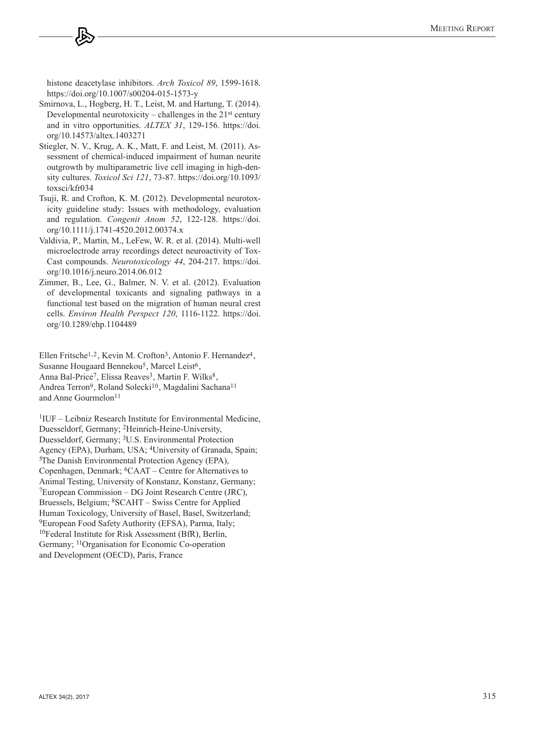histone deacetylase inhibitors. *Arch Toxicol 89*, 1599-1618. https://doi.org/10.1007/s00204-015-1573-y

Smirnova, L., Hogberg, H. T., Leist, M. and Hartung, T. (2014). Developmental neurotoxicity – challenges in the 21st century and in vitro opportunities. *ALTEX 31*, 129-156. https://doi.org/10.14573/altex.1403271

Stiegler, N. V., Krug, A. K., Matt, F. and Leist, M. (2011). Assessment of chemical-induced impairment of human neurite outgrowth by multiparametric live cell imaging in high-density cultures. *Toxicol Sci 121*, 73-87. https://doi.org/10.1093/toxsci/kfr034

Tsuji, R. and Crofton, K. M. (2012). Developmental neurotoxicity guideline study: Issues with methodology, evaluation and regulation. *Congenit Anom 52*, 122-128. https://doi.org/10.1111/j.1741-4520.2012.00374.x

Valdivia, P., Martin, M., LeFew, W. R. et al. (2014). Multi-well microelectrode array recordings detect neuroactivity of ToxCast compounds. *Neurotoxicology 44*, 204-217. https://doi.org/10.1016/j.neuro.2014.06.012

Zimmer, B., Lee, G., Balmer, N. V. et al. (2012). Evaluation of developmental toxicants and signaling pathways in a functional test based on the migration of human neural crest cells. *Environ Health Perspect 120*, 1116-1122. https://doi.org/10.1289/ehp.1104489

Ellen Fritsche[1,2], Kevin M. Crofton[3], Antonio F. Hernandez[4], Susanne Hougaard Bennekou[5], Marcel Leist[6], Anna Bal-Price[7], Elissa Reaves[3], Martin F. Wilks[8], Andrea Terron[9], Roland Solecki[10], Magdalini Sachana[11] and Anne Gourmelon[11]

[1]IUF – Leibniz Research Institute for Environmental Medicine, Duesseldorf, Germany; [2]Heinrich-Heine-University, Duesseldorf, Germany; [3]U.S. Environmental Protection Agency (EPA), Durham, USA; [4]University of Granada, Spain; [5]The Danish Environmental Protection Agency (EPA), Copenhagen, Denmark; [6]CAAT – Centre for Alternatives to Animal Testing, University of Konstanz, Konstanz, Germany; [7]European Commission – DG Joint Research Centre (JRC), Bruessels, Belgium; [8]SCAHT – Swiss Centre for Applied Human Toxicology, University of Basel, Basel, Switzerland; [9]European Food Safety Authority (EFSA), Parma, Italy; [10]Federal Institute for Risk Assessment (BfR), Berlin, Germany; [11]Organisation for Economic Co-operation and Development (OECD), Paris, France